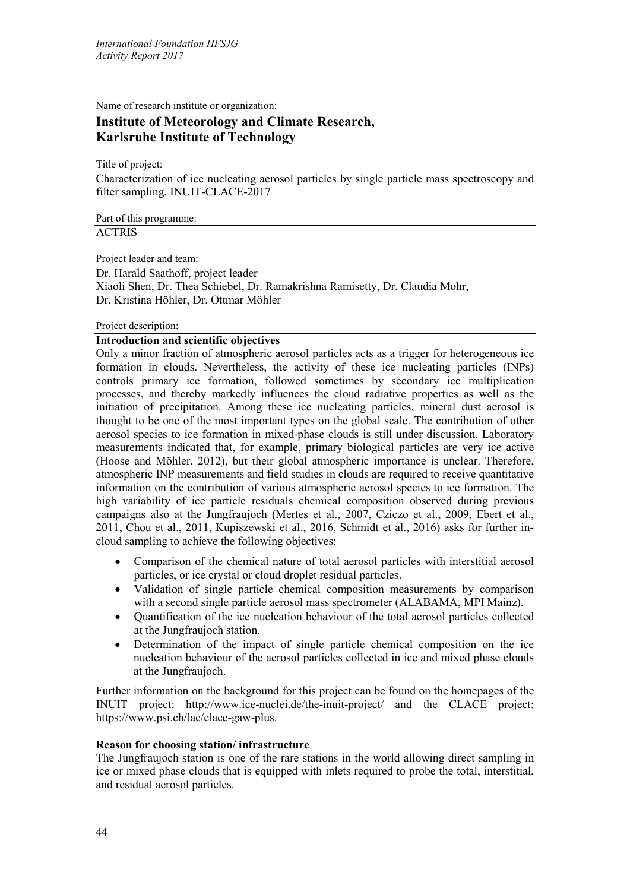Name of research institute or organization:

# Institute of Meteorology and Climate Research, Karlsruhe Institute of Technology

Title of project:

Characterization of ice nucleating aerosol particles by single particle mass spectroscopy and filter sampling, INUIT-CLACE-2017

Part of this programme:

ACTRIS

Project leader and team:

Dr. Harald Saathoff, project leader
Xiaoli Shen, Dr. Thea Schiebel, Dr. Ramakrishna Ramisetty, Dr. Claudia Mohr, Dr. Kristina Höhler, Dr. Ottmar Möhler

Project description:

**Introduction and scientific objectives**

Only a minor fraction of atmospheric aerosol particles acts as a trigger for heterogeneous ice formation in clouds. Nevertheless, the activity of these ice nucleating particles (INPs) controls primary ice formation, followed sometimes by secondary ice multiplication processes, and thereby markedly influences the cloud radiative properties as well as the initiation of precipitation. Among these ice nucleating particles, mineral dust aerosol is thought to be one of the most important types on the global scale. The contribution of other aerosol species to ice formation in mixed-phase clouds is still under discussion. Laboratory measurements indicated that, for example, primary biological particles are very ice active (Hoose and Möhler, 2012), but their global atmospheric importance is unclear. Therefore, atmospheric INP measurements and field studies in clouds are required to receive quantitative information on the contribution of various atmospheric aerosol species to ice formation. The high variability of ice particle residuals chemical composition observed during previous campaigns also at the Jungfraujoch (Mertes et al., 2007, Cziczo et al., 2009, Ebert et al., 2011, Chou et al., 2011, Kupiszewski et al., 2016, Schmidt et al., 2016) asks for further in-cloud sampling to achieve the following objectives:

- Comparison of the chemical nature of total aerosol particles with interstitial aerosol particles, or ice crystal or cloud droplet residual particles.
- Validation of single particle chemical composition measurements by comparison with a second single particle aerosol mass spectrometer (ALABAMA, MPI Mainz).
- Quantification of the ice nucleation behaviour of the total aerosol particles collected at the Jungfraujoch station.
- Determination of the impact of single particle chemical composition on the ice nucleation behaviour of the aerosol particles collected in ice and mixed phase clouds at the Jungfraujoch.

Further information on the background for this project can be found on the homepages of the INUIT project: http://www.ice-nuclei.de/the-inuit-project/ and the CLACE project: https://www.psi.ch/lac/clace-gaw-plus.

**Reason for choosing station/ infrastructure**

The Jungfraujoch station is one of the rare stations in the world allowing direct sampling in ice or mixed phase clouds that is equipped with inlets required to probe the total, interstitial, and residual aerosol particles.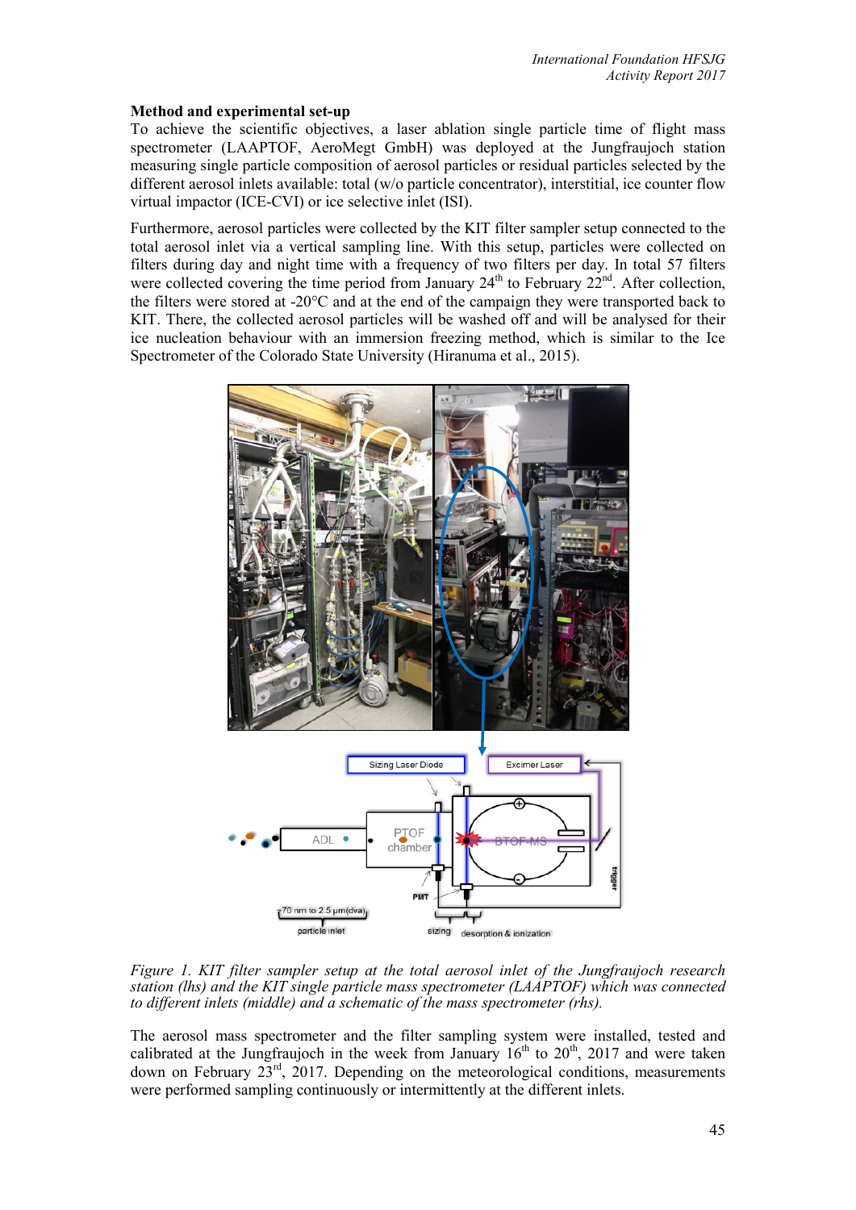**Method and experimental set-up**

To achieve the scientific objectives, a laser ablation single particle time of flight mass spectrometer (LAAPTOF, AeroMegt GmbH) was deployed at the Jungfraujoch station measuring single particle composition of aerosol particles or residual particles selected by the different aerosol inlets available: total (w/o particle concentrator), interstitial, ice counter flow virtual impactor (ICE-CVI) or ice selective inlet (ISI).

Furthermore, aerosol particles were collected by the KIT filter sampler setup connected to the total aerosol inlet via a vertical sampling line. With this setup, particles were collected on filters during day and night time with a frequency of two filters per day. In total 57 filters were collected covering the time period from January 24th to February 22nd. After collection, the filters were stored at -20°C and at the end of the campaign they were transported back to KIT. There, the collected aerosol particles will be washed off and will be analysed for their ice nucleation behaviour with an immersion freezing method, which is similar to the Ice Spectrometer of the Colorado State University (Hiranuma et al., 2015).

*Figure 1. KIT filter sampler setup at the total aerosol inlet of the Jungfraujoch research station (lhs) and the KIT single particle mass spectrometer (LAAPTOF) which was connected to different inlets (middle) and a schematic of the mass spectrometer (rhs).*

The aerosol mass spectrometer and the filter sampling system were installed, tested and calibrated at the Jungfraujoch in the week from January 16th to 20th, 2017 and were taken down on February 23rd, 2017. Depending on the meteorological conditions, measurements were performed sampling continuously or intermittently at the different inlets.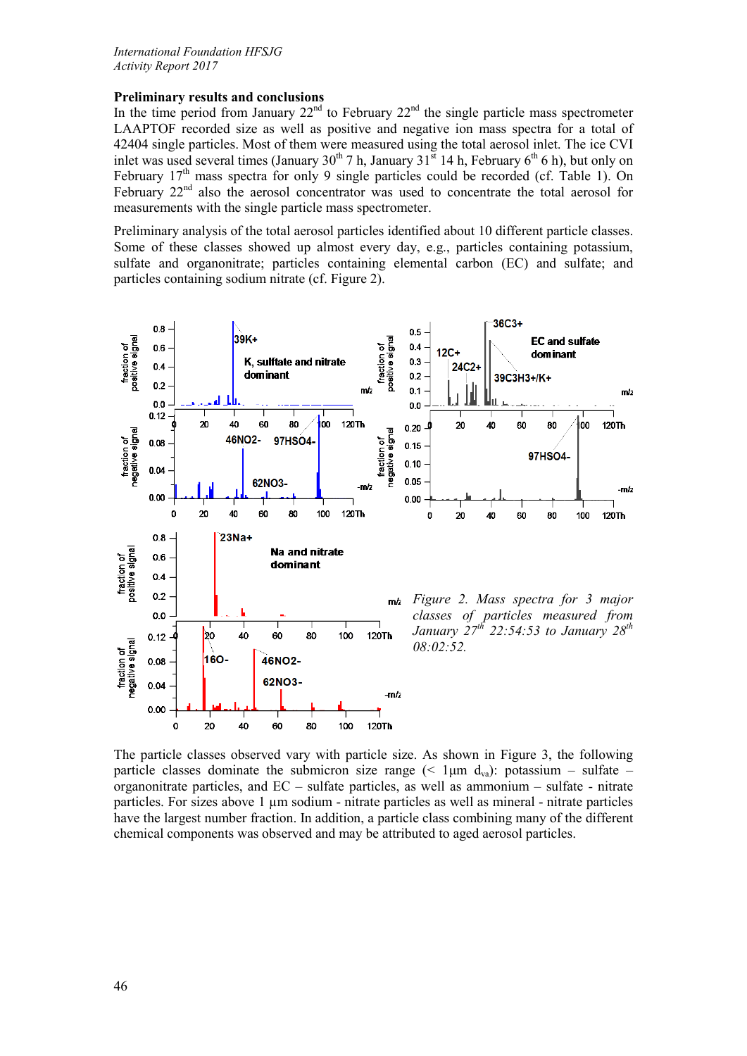### Preliminary results and conclusions

In the time period from January 22nd to February 22nd the single particle mass spectrometer LAAPTOF recorded size as well as positive and negative ion mass spectra for a total of 42404 single particles. Most of them were measured using the total aerosol inlet. The ice CVI inlet was used several times (January 30th 7 h, January 31st 14 h, February 6th 6 h), but only on February 17th mass spectra for only 9 single particles could be recorded (cf. Table 1). On February 22nd also the aerosol concentrator was used to concentrate the total aerosol for measurements with the single particle mass spectrometer.

Preliminary analysis of the total aerosol particles identified about 10 different particle classes. Some of these classes showed up almost every day, e.g., particles containing potassium, sulfate and organonitrate; particles containing elemental carbon (EC) and sulfate; and particles containing sodium nitrate (cf. Figure 2).

*Figure 2. Mass spectra for 3 major classes of particles measured from January 27th 22:54:53 to January 28th 08:02:52.*

The particle classes observed vary with particle size. As shown in Figure 3, the following particle classes dominate the submicron size range (< 1µm $d_{va}$): potassium – sulfate – organonitrate particles, and EC – sulfate particles, as well as ammonium – sulfate - nitrate particles. For sizes above 1 µm sodium - nitrate particles as well as mineral - nitrate particles have the largest number fraction. In addition, a particle class combining many of the different chemical components was observed and may be attributed to aged aerosol particles.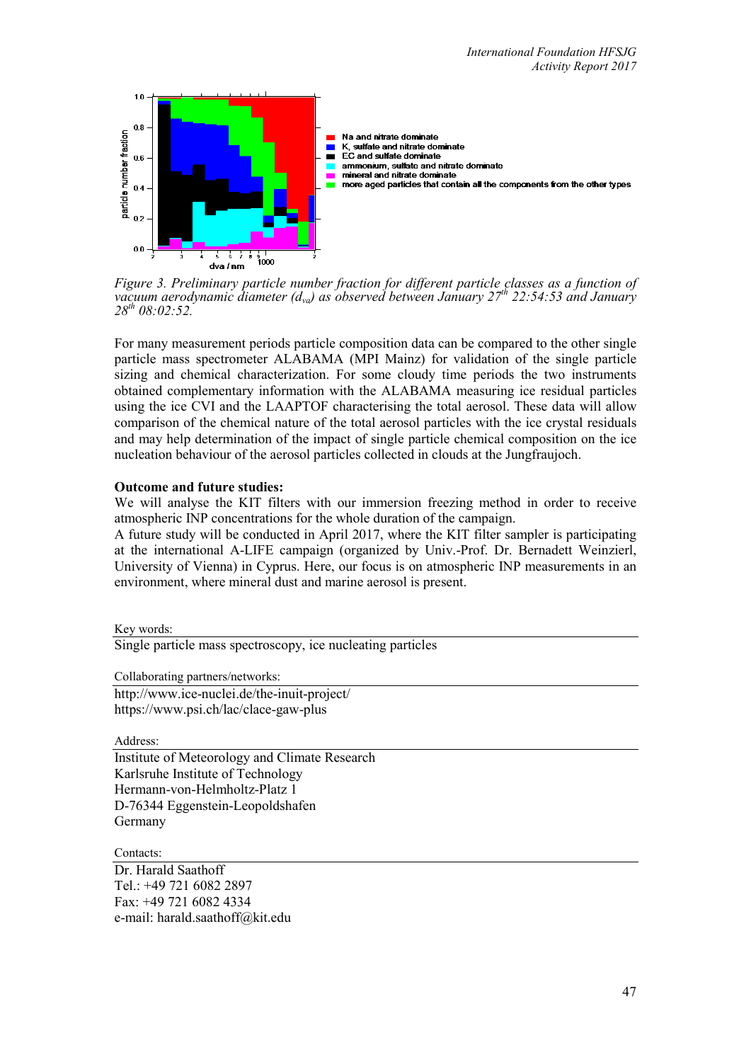1.0

0.8

0.6

0.4

0.2

0.0

particle number fraction

2 3 4 5 6 7 8 9 1000 2

dva / nm

Na and nitrate dominate
K, sulfate and nitrate dominate
EC and sulfate dominate
ammonium, sulfate and nitrate dominate
mineral and nitrate dominate
more aged particles that contain all the components from the other types

*Figure 3. Preliminary particle number fraction for different particle classes as a function of vacuum aerodynamic diameter ($d_{va}$) as observed between January 27th 22:54:53 and January 28th 08:02:52.*

For many measurement periods particle composition data can be compared to the other single particle mass spectrometer ALABAMA (MPI Mainz) for validation of the single particle sizing and chemical characterization. For some cloudy time periods the two instruments obtained complementary information with the ALABAMA measuring ice residual particles using the ice CVI and the LAAPTOF characterising the total aerosol. These data will allow comparison of the chemical nature of the total aerosol particles with the ice crystal residuals and may help determination of the impact of single particle chemical composition on the ice nucleation behaviour of the aerosol particles collected in clouds at the Jungfraujoch.

**Outcome and future studies:**

We will analyse the KIT filters with our immersion freezing method in order to receive atmospheric INP concentrations for the whole duration of the campaign.

A future study will be conducted in April 2017, where the KIT filter sampler is participating at the international A-LIFE campaign (organized by Univ.-Prof. Dr. Bernadett Weinzierl, University of Vienna) in Cyprus. Here, our focus is on atmospheric INP measurements in an environment, where mineral dust and marine aerosol is present.

Key words:

Single particle mass spectroscopy, ice nucleating particles

Collaborating partners/networks:

http://www.ice-nuclei.de/the-inuit-project/
https://www.psi.ch/lac/clace-gaw-plus

Address:

Institute of Meteorology and Climate Research
Karlsruhe Institute of Technology
Hermann-von-Helmholtz-Platz 1
D-76344 Eggenstein-Leopoldshafen
Germany

Contacts:

Dr. Harald Saathoff
Tel.: +49 721 6082 2897
Fax: +49 721 6082 4334
e-mail: harald.saathoff@kit.edu